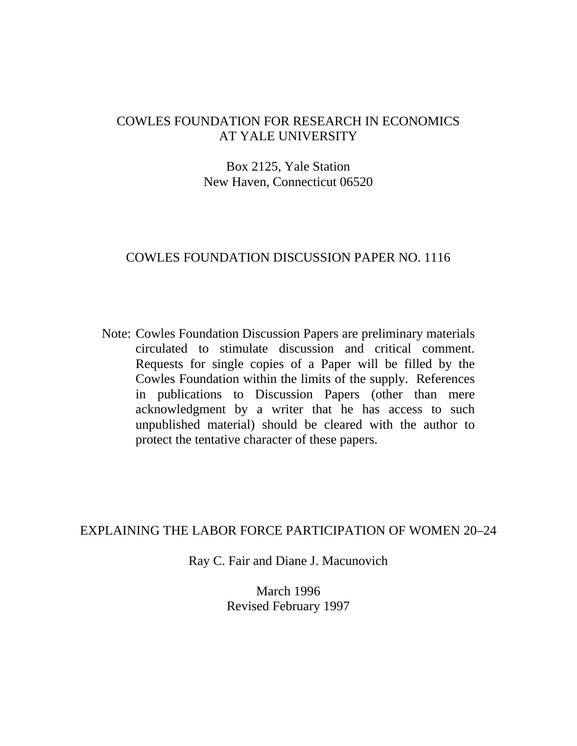COWLES FOUNDATION FOR RESEARCH IN ECONOMICS
AT YALE UNIVERSITY

Box 2125, Yale Station
New Haven, Connecticut 06520

COWLES FOUNDATION DISCUSSION PAPER NO. 1116

Note: Cowles Foundation Discussion Papers are preliminary materials circulated to stimulate discussion and critical comment. Requests for single copies of a Paper will be filled by the Cowles Foundation within the limits of the supply. References in publications to Discussion Papers (other than mere acknowledgment by a writer that he has access to such unpublished material) should be cleared with the author to protect the tentative character of these papers.

# EXPLAINING THE LABOR FORCE PARTICIPATION OF WOMEN 20–24

Ray C. Fair and Diane J. Macunovich

March 1996
Revised February 1997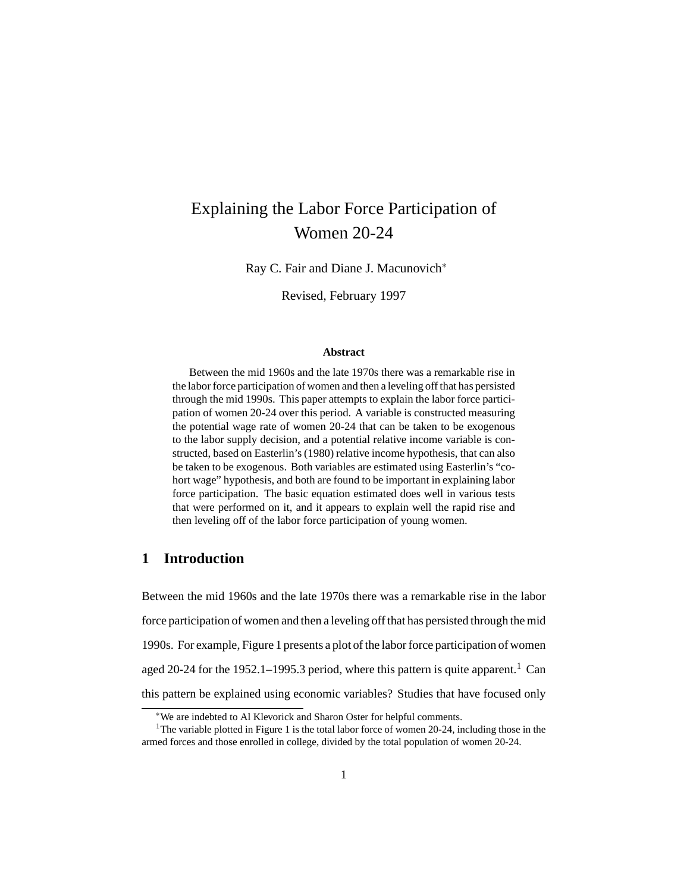#  Explaining the Labor Force Participation of Women 20-24

Ray C. Fair and Diane J. Macunovich[*]

Revised, February 1997

### Abstract

Between the mid 1960s and the late 1970s there was a remarkable rise in the labor force participation of women and then a leveling off that has persisted through the mid 1990s. This paper attempts to explain the labor force participation of women 20-24 over this period. A variable is constructed measuring the potential wage rate of women 20-24 that can be taken to be exogenous to the labor supply decision, and a potential relative income variable is constructed, based on Easterlin's (1980) relative income hypothesis, that can also be taken to be exogenous. Both variables are estimated using Easterlin's "cohort wage" hypothesis, and both are found to be important in explaining labor force participation. The basic equation estimated does well in various tests that were performed on it, and it appears to explain well the rapid rise and then leveling off of the labor force participation of young women.

## 1 Introduction

Between the mid 1960s and the late 1970s there was a remarkable rise in the labor force participation of women and then a leveling off that has persisted through the mid 1990s. For example, Figure 1 presents a plot of the labor force participation of women aged 20-24 for the 1952.1–1995.3 period, where this pattern is quite apparent.[1] Can this pattern be explained using economic variables? Studies that have focused only

[*] We are indebted to Al Klevorick and Sharon Oster for helpful comments.

[1] The variable plotted in Figure 1 is the total labor force of women 20-24, including those in the armed forces and those enrolled in college, divided by the total population of women 20-24.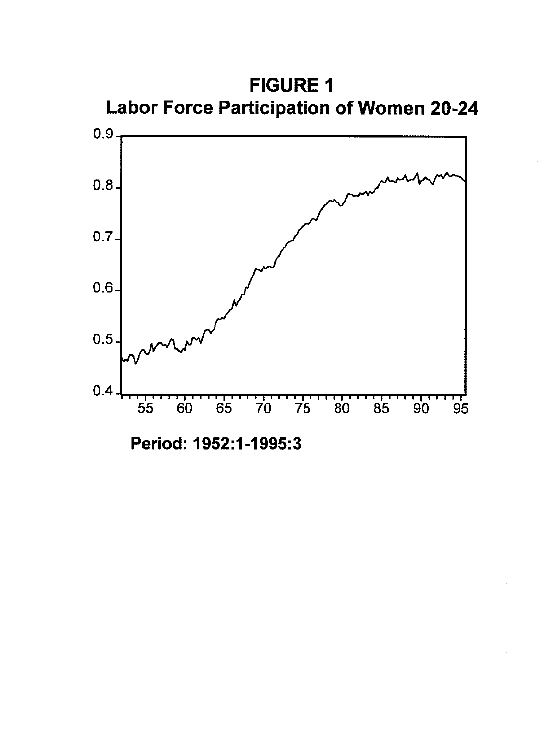**FIGURE 1**
**Labor Force Participation of Women 20-24**

**Period: 1952:1-1995:3**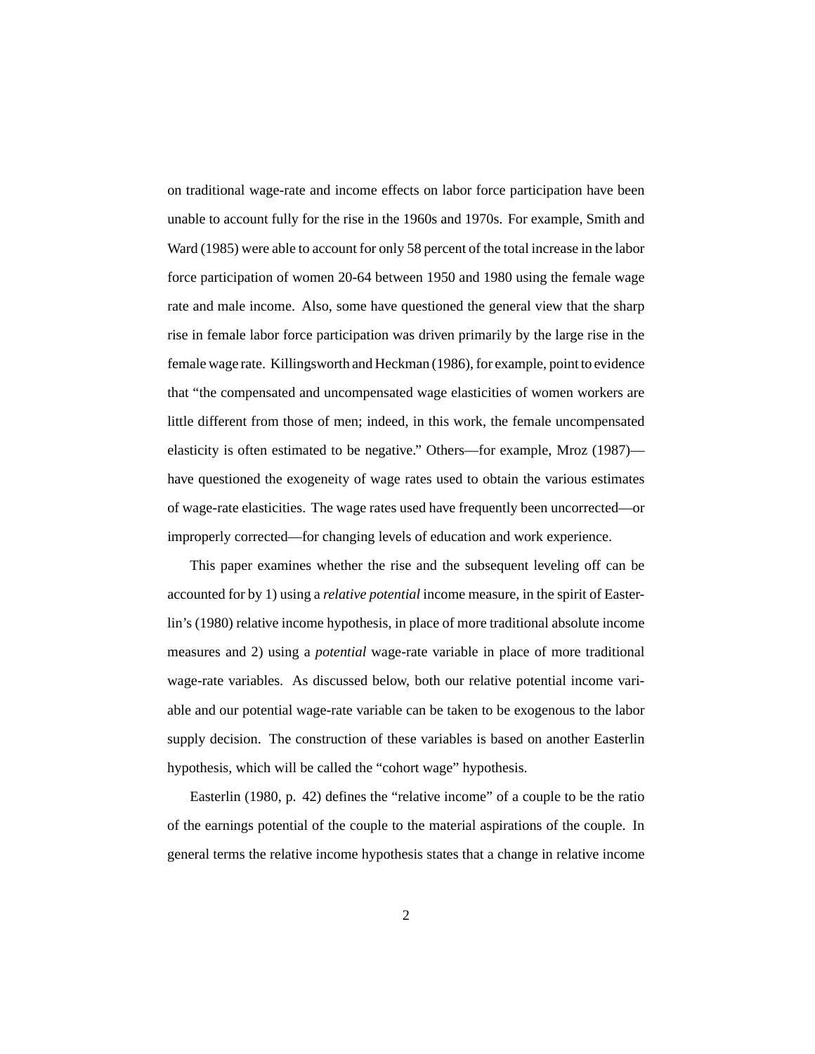on traditional wage-rate and income effects on labor force participation have been unable to account fully for the rise in the 1960s and 1970s. For example, Smith and Ward (1985) were able to account for only 58 percent of the total increase in the labor force participation of women 20-64 between 1950 and 1980 using the female wage rate and male income. Also, some have questioned the general view that the sharp rise in female labor force participation was driven primarily by the large rise in the female wage rate. Killingsworth and Heckman (1986), for example, point to evidence that "the compensated and uncompensated wage elasticities of women workers are little different from those of men; indeed, in this work, the female uncompensated elasticity is often estimated to be negative." Others—for example, Mroz (1987)—have questioned the exogeneity of wage rates used to obtain the various estimates of wage-rate elasticities. The wage rates used have frequently been uncorrected—or improperly corrected—for changing levels of education and work experience.

This paper examines whether the rise and the subsequent leveling off can be accounted for by 1) using a *relative potential* income measure, in the spirit of Easterlin's (1980) relative income hypothesis, in place of more traditional absolute income measures and 2) using a *potential* wage-rate variable in place of more traditional wage-rate variables. As discussed below, both our relative potential income variable and our potential wage-rate variable can be taken to be exogenous to the labor supply decision. The construction of these variables is based on another Easterlin hypothesis, which will be called the "cohort wage" hypothesis.

Easterlin (1980, p. 42) defines the "relative income" of a couple to be the ratio of the earnings potential of the couple to the material aspirations of the couple. In general terms the relative income hypothesis states that a change in relative income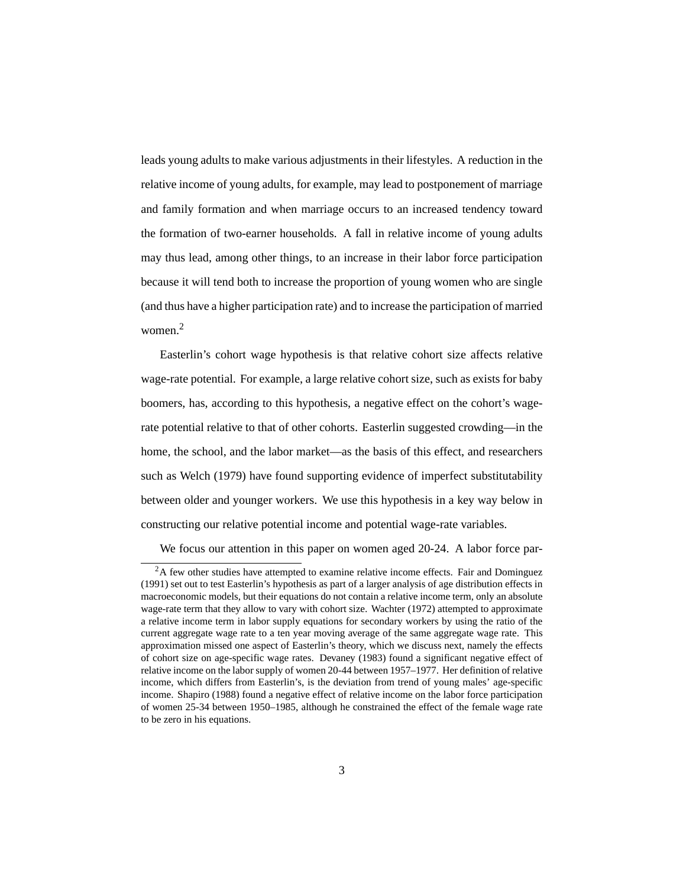leads young adults to make various adjustments in their lifestyles. A reduction in the relative income of young adults, for example, may lead to postponement of marriage and family formation and when marriage occurs to an increased tendency toward the formation of two-earner households. A fall in relative income of young adults may thus lead, among other things, to an increase in their labor force participation because it will tend both to increase the proportion of young women who are single (and thus have a higher participation rate) and to increase the participation of married women.[2]

Easterlin's cohort wage hypothesis is that relative cohort size affects relative wage-rate potential. For example, a large relative cohort size, such as exists for baby boomers, has, according to this hypothesis, a negative effect on the cohort's wage-rate potential relative to that of other cohorts. Easterlin suggested crowding—in the home, the school, and the labor market—as the basis of this effect, and researchers such as Welch (1979) have found supporting evidence of imperfect substitutability between older and younger workers. We use this hypothesis in a key way below in constructing our relative potential income and potential wage-rate variables.

We focus our attention in this paper on women aged 20-24. A labor force par-

[2] A few other studies have attempted to examine relative income effects. Fair and Dominguez (1991) set out to test Easterlin's hypothesis as part of a larger analysis of age distribution effects in macroeconomic models, but their equations do not contain a relative income term, only an absolute wage-rate term that they allow to vary with cohort size. Wachter (1972) attempted to approximate a relative income term in labor supply equations for secondary workers by using the ratio of the current aggregate wage rate to a ten year moving average of the same aggregate wage rate. This approximation missed one aspect of Easterlin's theory, which we discuss next, namely the effects of cohort size on age-specific wage rates. Devaney (1983) found a significant negative effect of relative income on the labor supply of women 20-44 between 1957–1977. Her definition of relative income, which differs from Easterlin's, is the deviation from trend of young males' age-specific income. Shapiro (1988) found a negative effect of relative income on the labor force participation of women 25-34 between 1950–1985, although he constrained the effect of the female wage rate to be zero in his equations.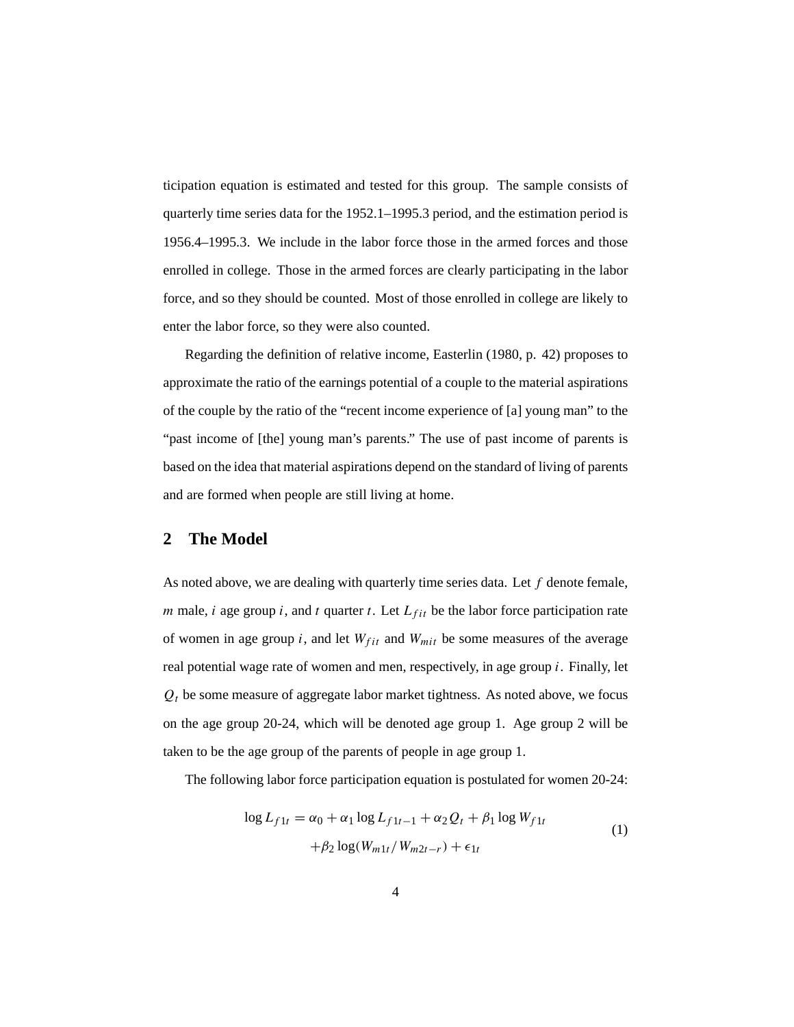ticipation equation is estimated and tested for this group. The sample consists of quarterly time series data for the 1952.1–1995.3 period, and the estimation period is 1956.4–1995.3. We include in the labor force those in the armed forces and those enrolled in college. Those in the armed forces are clearly participating in the labor force, and so they should be counted. Most of those enrolled in college are likely to enter the labor force, so they were also counted.

Regarding the definition of relative income, Easterlin (1980, p. 42) proposes to approximate the ratio of the earnings potential of a couple to the material aspirations of the couple by the ratio of the "recent income experience of [a] young man" to the "past income of [the] young man's parents." The use of past income of parents is based on the idea that material aspirations depend on the standard of living of parents and are formed when people are still living at home.

## 2 The Model

As noted above, we are dealing with quarterly time series data. Let $f$ denote female, $m$ male, $i$ age group $i$, and $t$ quarter $t$. Let $L_{fit}$ be the labor force participation rate of women in age group $i$, and let $W_{fit}$ and $W_{mit}$ be some measures of the average real potential wage rate of women and men, respectively, in age group $i$. Finally, let $Q_t$ be some measure of aggregate labor market tightness. As noted above, we focus on the age group 20-24, which will be denoted age group 1. Age group 2 will be taken to be the age group of the parents of people in age group 1.

The following labor force participation equation is postulated for women 20-24:

$$
\begin{aligned}
\log L_{f1t} = \alpha_0 + \alpha_1 \log L_{f1t-1} + \alpha_2 Q_t + \beta_1 \log W_{f1t} \\
+ \beta_2 \log(W_{m1t}/W_{m2t-r}) + \epsilon_{1t}
\end{aligned}
\tag{1}
$$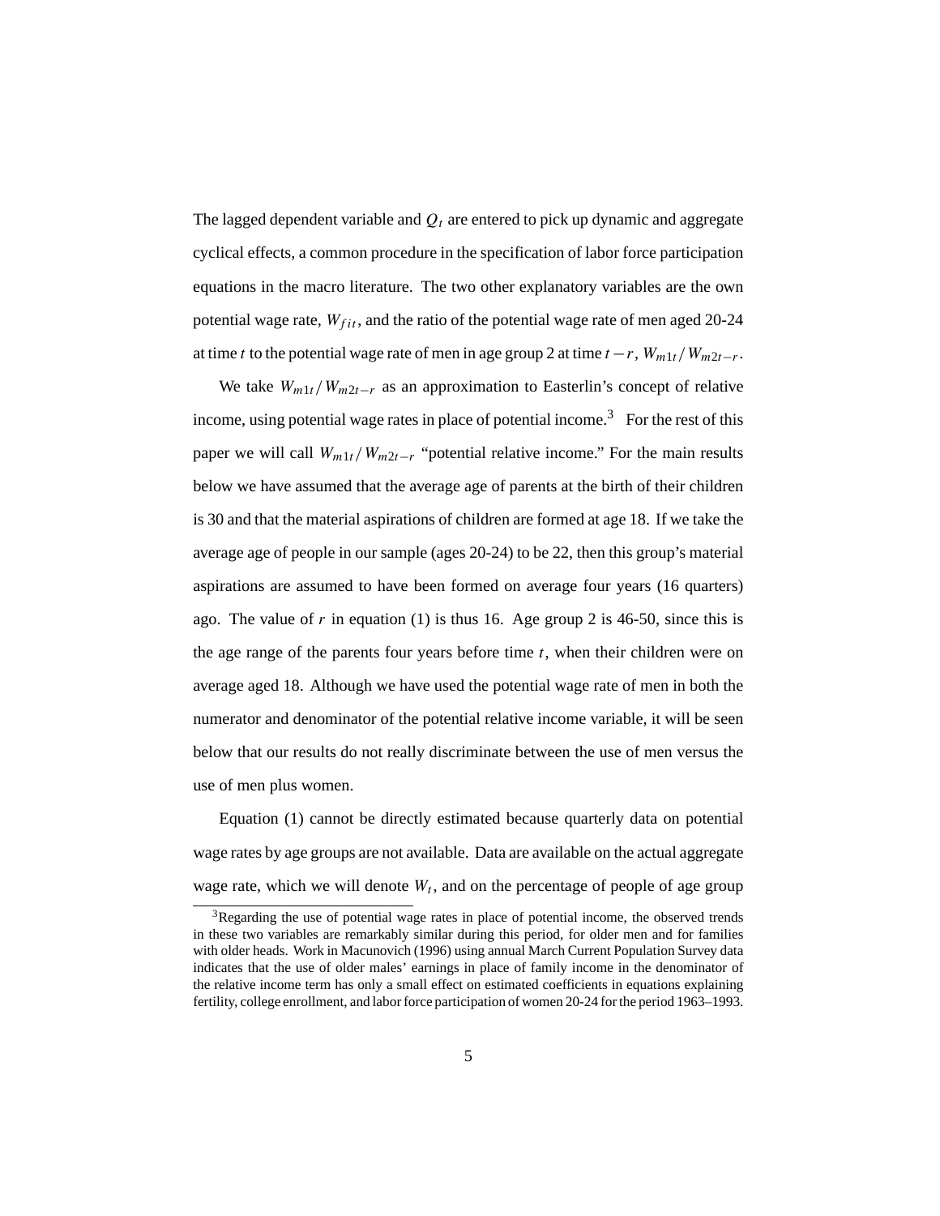The lagged dependent variable and $Q_t$ are entered to pick up dynamic and aggregate cyclical effects, a common procedure in the specification of labor force participation equations in the macro literature. The two other explanatory variables are the own potential wage rate, $W_{fit}$, and the ratio of the potential wage rate of men aged 20-24 at time $t$ to the potential wage rate of men in age group 2 at time $t-r$, $W_{m1t}/W_{m2t-r}$.

We take $W_{m1t}/W_{m2t-r}$ as an approximation to Easterlin's concept of relative income, using potential wage rates in place of potential income.[3] For the rest of this paper we will call $W_{m1t}/W_{m2t-r}$ "potential relative income." For the main results below we have assumed that the average age of parents at the birth of their children is 30 and that the material aspirations of children are formed at age 18. If we take the average age of people in our sample (ages 20-24) to be 22, then this group's material aspirations are assumed to have been formed on average four years (16 quarters) ago. The value of $r$ in equation (1) is thus 16. Age group 2 is 46-50, since this is the age range of the parents four years before time $t$, when their children were on average aged 18. Although we have used the potential wage rate of men in both the numerator and denominator of the potential relative income variable, it will be seen below that our results do not really discriminate between the use of men versus the use of men plus women.

Equation (1) cannot be directly estimated because quarterly data on potential wage rates by age groups are not available. Data are available on the actual aggregate wage rate, which we will denote $W_t$, and on the percentage of people of age group

[3] Regarding the use of potential wage rates in place of potential income, the observed trends in these two variables are remarkably similar during this period, for older men and for families with older heads. Work in Macunovich (1996) using annual March Current Population Survey data indicates that the use of older males' earnings in place of family income in the denominator of the relative income term has only a small effect on estimated coefficients in equations explaining fertility, college enrollment, and labor force participation of women 20-24 for the period 1963–1993.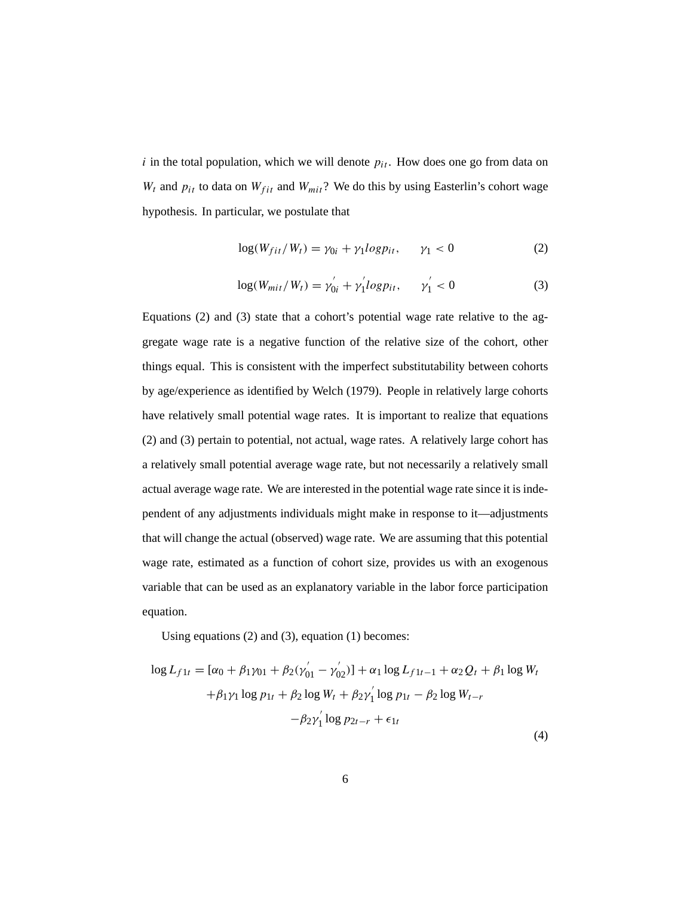$i$ in the total population, which we will denote $p_{it}$. How does one go from data on $W_t$ and $p_{it}$ to data on $W_{fit}$ and $W_{mit}$? We do this by using Easterlin's cohort wage hypothesis. In particular, we postulate that

$$\log(W_{fit}/W_t) = \gamma_{0i} + \gamma_1 log p_{it}, \qquad \gamma_1 < 0 \tag{2}$$

$$\log(W_{mit}/W_t) = \gamma_{0i}^{'} + \gamma_1^{'} log p_{it}, \qquad \gamma_1^{'} < 0 \tag{3}$$

Equations (2) and (3) state that a cohort's potential wage rate relative to the aggregate wage rate is a negative function of the relative size of the cohort, other things equal. This is consistent with the imperfect substitutability between cohorts by age/experience as identified by Welch (1979). People in relatively large cohorts have relatively small potential wage rates. It is important to realize that equations (2) and (3) pertain to potential, not actual, wage rates. A relatively large cohort has a relatively small potential average wage rate, but not necessarily a relatively small actual average wage rate. We are interested in the potential wage rate since it is independent of any adjustments individuals might make in response to it—adjustments that will change the actual (observed) wage rate. We are assuming that this potential wage rate, estimated as a function of cohort size, provides us with an exogenous variable that can be used as an explanatory variable in the labor force participation equation.

Using equations (2) and (3), equation (1) becomes:

$$\begin{aligned}
\log L_{f1t} = [\alpha_0 + \beta_1\gamma_{01} + \beta_2(\gamma_{01}^{'} - \gamma_{02}^{'})] + \alpha_1 \log L_{f1t-1} + \alpha_2 Q_t + \beta_1 \log W_t \\
+\beta_1\gamma_1 \log p_{1t} + \beta_2 \log W_t + \beta_2\gamma_1^{'} \log p_{1t} - \beta_2 \log W_{t-r} \\
-\beta_2\gamma_1^{'} \log p_{2t-r} + \epsilon_{1t}
\end{aligned} \tag{4}$$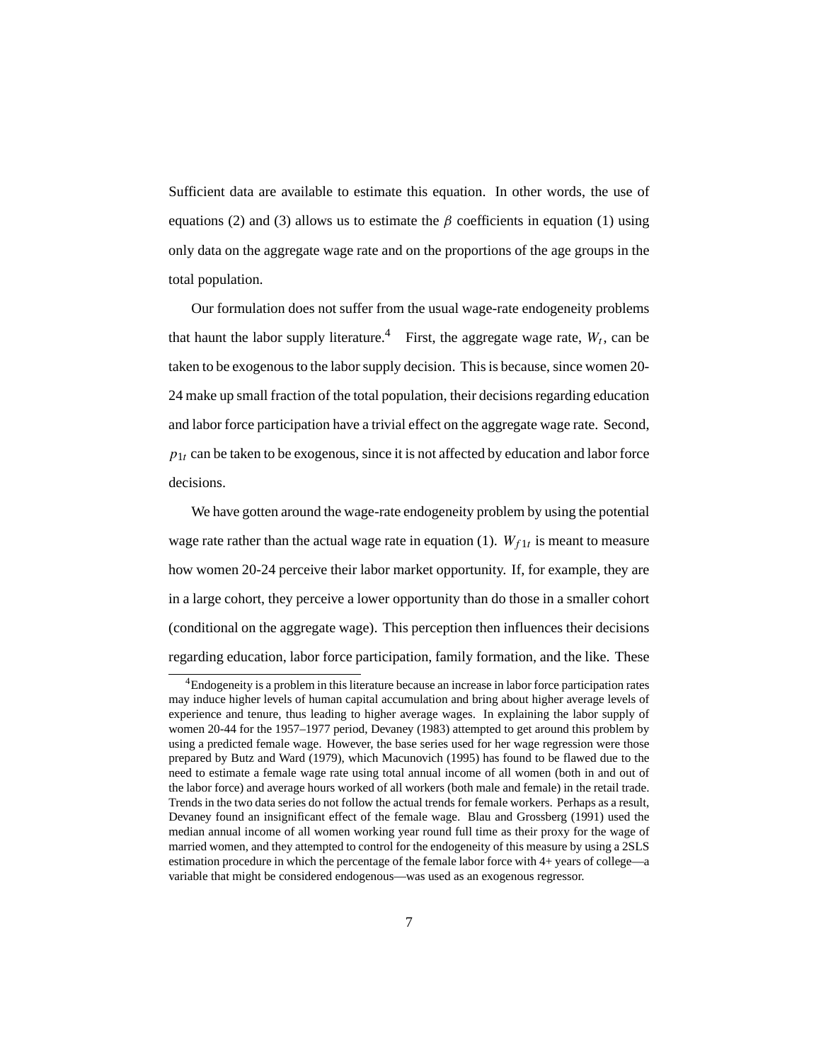Sufficient data are available to estimate this equation. In other words, the use of equations (2) and (3) allows us to estimate the $\beta$ coefficients in equation (1) using only data on the aggregate wage rate and on the proportions of the age groups in the total population.

Our formulation does not suffer from the usual wage-rate endogeneity problems that haunt the labor supply literature.[4] First, the aggregate wage rate, $W_t$, can be taken to be exogenous to the labor supply decision. This is because, since women 20-24 make up small fraction of the total population, their decisions regarding education and labor force participation have a trivial effect on the aggregate wage rate. Second, $p_{1t}$ can be taken to be exogenous, since it is not affected by education and labor force decisions.

We have gotten around the wage-rate endogeneity problem by using the potential wage rate rather than the actual wage rate in equation (1). $W_{f1t}$ is meant to measure how women 20-24 perceive their labor market opportunity. If, for example, they are in a large cohort, they perceive a lower opportunity than do those in a smaller cohort (conditional on the aggregate wage). This perception then influences their decisions regarding education, labor force participation, family formation, and the like. These

[4] Endogeneity is a problem in this literature because an increase in labor force participation rates may induce higher levels of human capital accumulation and bring about higher average levels of experience and tenure, thus leading to higher average wages. In explaining the labor supply of women 20-44 for the 1957–1977 period, Devaney (1983) attempted to get around this problem by using a predicted female wage. However, the base series used for her wage regression were those prepared by Butz and Ward (1979), which Macunovich (1995) has found to be flawed due to the need to estimate a female wage rate using total annual income of all women (both in and out of the labor force) and average hours worked of all workers (both male and female) in the retail trade. Trends in the two data series do not follow the actual trends for female workers. Perhaps as a result, Devaney found an insignificant effect of the female wage. Blau and Grossberg (1991) used the median annual income of all women working year round full time as their proxy for the wage of married women, and they attempted to control for the endogeneity of this measure by using a 2SLS estimation procedure in which the percentage of the female labor force with 4+ years of college—a variable that might be considered endogenous—was used as an exogenous regressor.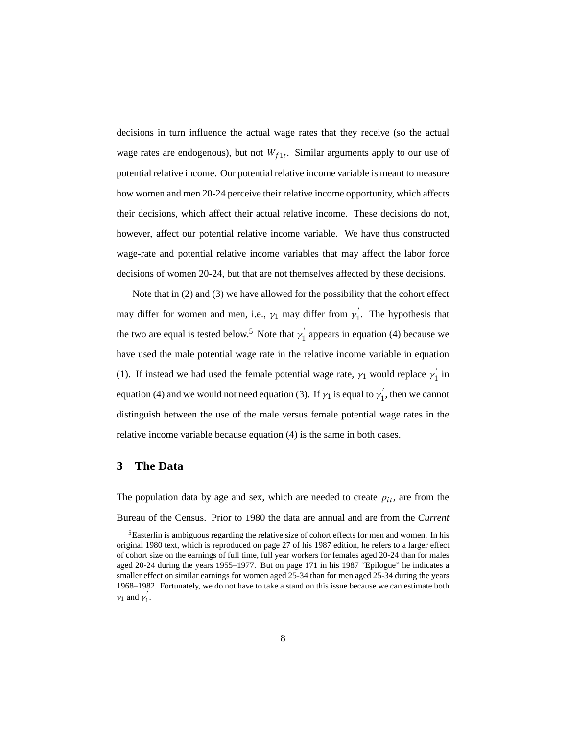decisions in turn influence the actual wage rates that they receive (so the actual wage rates are endogenous), but not $W_{f1t}$. Similar arguments apply to our use of potential relative income. Our potential relative income variable is meant to measure how women and men 20-24 perceive their relative income opportunity, which affects their decisions, which affect their actual relative income. These decisions do not, however, affect our potential relative income variable. We have thus constructed wage-rate and potential relative income variables that may affect the labor force decisions of women 20-24, but that are not themselves affected by these decisions.

Note that in (2) and (3) we have allowed for the possibility that the cohort effect may differ for women and men, i.e., $\gamma_1$ may differ from $\gamma_1^{'}$. The hypothesis that the two are equal is tested below.[5] Note that $\gamma_1^{'}$ appears in equation (4) because we have used the male potential wage rate in the relative income variable in equation (1). If instead we had used the female potential wage rate, $\gamma_1$ would replace $\gamma_1^{'}$ in equation (4) and we would not need equation (3). If $\gamma_1$ is equal to $\gamma_1^{'}$, then we cannot distinguish between the use of the male versus female potential wage rates in the relative income variable because equation (4) is the same in both cases.

## 3 The Data

The population data by age and sex, which are needed to create $p_{it}$, are from the Bureau of the Census. Prior to 1980 the data are annual and are from the *Current*

[5] Easterlin is ambiguous regarding the relative size of cohort effects for men and women. In his original 1980 text, which is reproduced on page 27 of his 1987 edition, he refers to a larger effect of cohort size on the earnings of full time, full year workers for females aged 20-24 than for males aged 20-24 during the years 1955–1977. But on page 171 in his 1987 "Epilogue" he indicates a smaller effect on similar earnings for women aged 25-34 than for men aged 25-34 during the years 1968–1982. Fortunately, we do not have to take a stand on this issue because we can estimate both $\gamma_1$ and $\gamma_1^{'}$.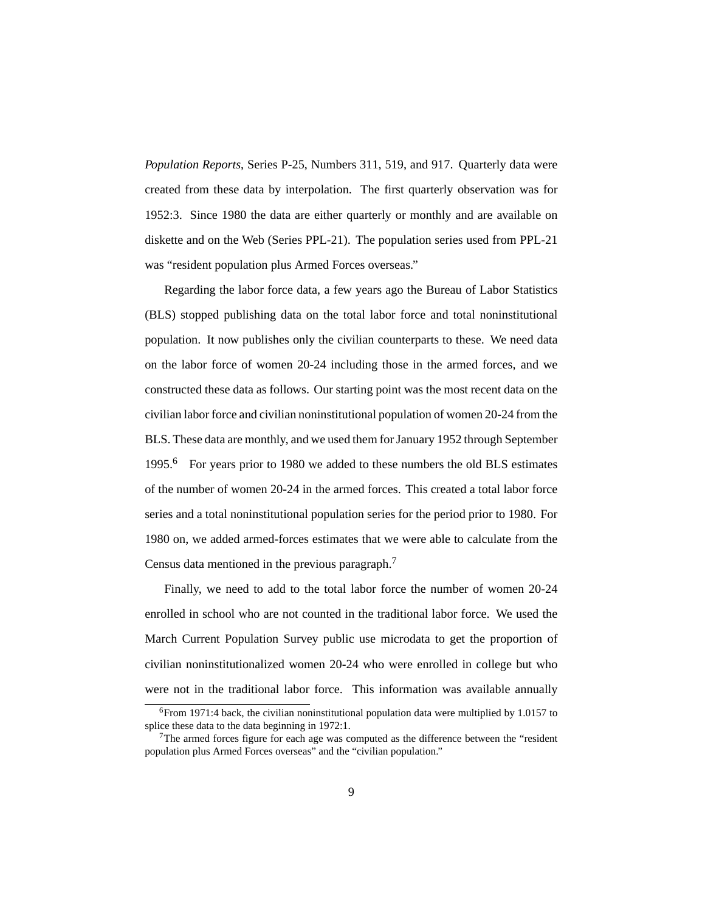*Population Reports*, Series P-25, Numbers 311, 519, and 917. Quarterly data were created from these data by interpolation. The first quarterly observation was for 1952:3. Since 1980 the data are either quarterly or monthly and are available on diskette and on the Web (Series PPL-21). The population series used from PPL-21 was "resident population plus Armed Forces overseas."

Regarding the labor force data, a few years ago the Bureau of Labor Statistics (BLS) stopped publishing data on the total labor force and total noninstitutional population. It now publishes only the civilian counterparts to these. We need data on the labor force of women 20-24 including those in the armed forces, and we constructed these data as follows. Our starting point was the most recent data on the civilian labor force and civilian noninstitutional population of women 20-24 from the BLS. These data are monthly, and we used them for January 1952 through September 1995.[6] For years prior to 1980 we added to these numbers the old BLS estimates of the number of women 20-24 in the armed forces. This created a total labor force series and a total noninstitutional population series for the period prior to 1980. For 1980 on, we added armed-forces estimates that we were able to calculate from the Census data mentioned in the previous paragraph.[7]

Finally, we need to add to the total labor force the number of women 20-24 enrolled in school who are not counted in the traditional labor force. We used the March Current Population Survey public use microdata to get the proportion of civilian noninstitutionalized women 20-24 who were enrolled in college but who were not in the traditional labor force. This information was available annually

[6] From 1971:4 back, the civilian noninstitutional population data were multiplied by 1.0157 to splice these data to the data beginning in 1972:1.

[7] The armed forces figure for each age was computed as the difference between the "resident population plus Armed Forces overseas" and the "civilian population."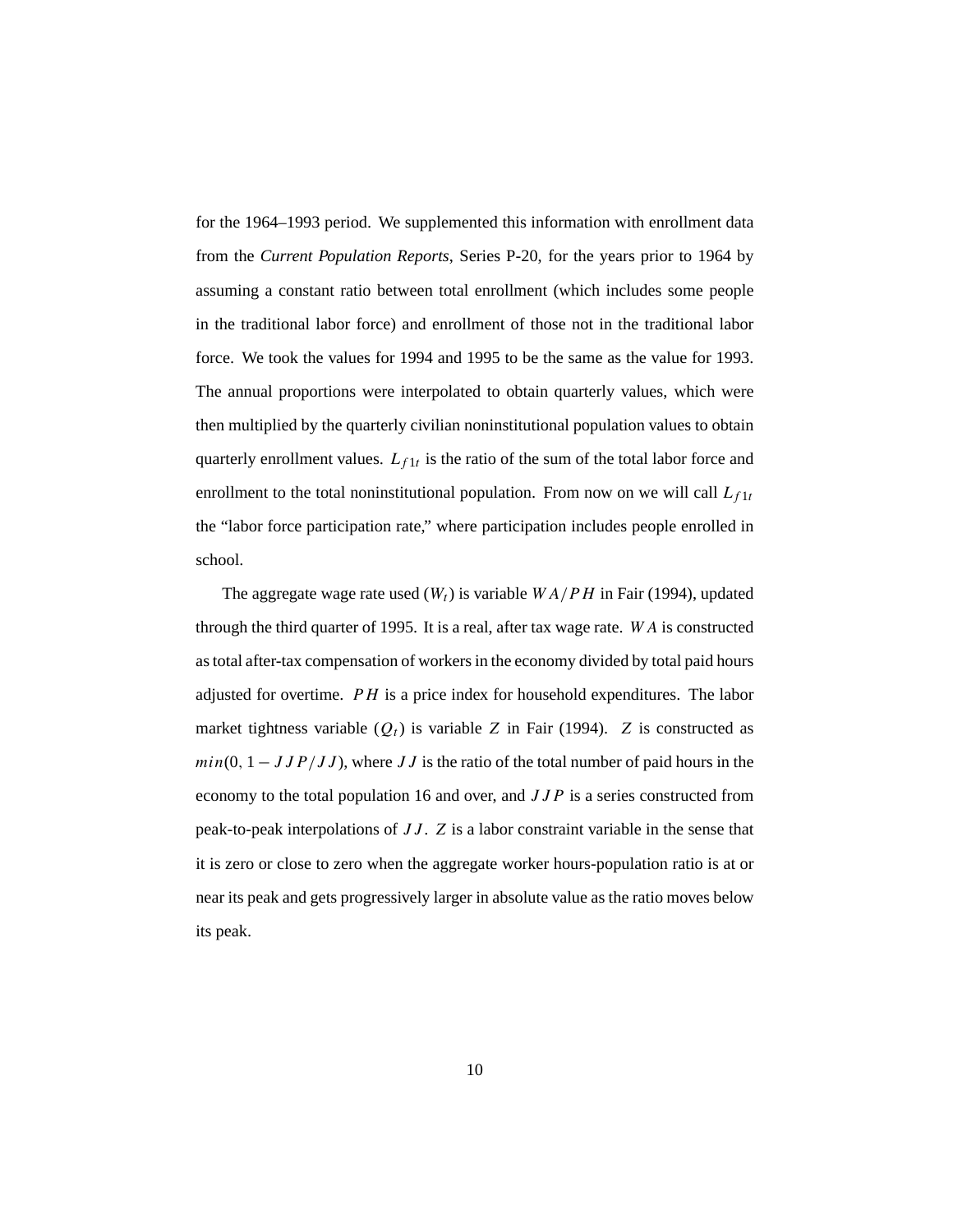for the 1964–1993 period. We supplemented this information with enrollment data from the *Current Population Reports*, Series P-20, for the years prior to 1964 by assuming a constant ratio between total enrollment (which includes some people in the traditional labor force) and enrollment of those not in the traditional labor force. We took the values for 1994 and 1995 to be the same as the value for 1993. The annual proportions were interpolated to obtain quarterly values, which were then multiplied by the quarterly civilian noninstitutional population values to obtain quarterly enrollment values. $L_{f1t}$ is the ratio of the sum of the total labor force and enrollment to the total noninstitutional population. From now on we will call $L_{f1t}$ the "labor force participation rate," where participation includes people enrolled in school.

The aggregate wage rate used ($W_t$) is variable $WA/PH$ in Fair (1994), updated through the third quarter of 1995. It is a real, after tax wage rate. $WA$ is constructed as total after-tax compensation of workers in the economy divided by total paid hours adjusted for overtime. $PH$ is a price index for household expenditures. The labor market tightness variable ($Q_t$) is variable $Z$ in Fair (1994). $Z$ is constructed as $min(0, 1 - JJP/JJ)$, where $JJ$ is the ratio of the total number of paid hours in the economy to the total population 16 and over, and $JJP$ is a series constructed from peak-to-peak interpolations of $JJ$. $Z$ is a labor constraint variable in the sense that it is zero or close to zero when the aggregate worker hours-population ratio is at or near its peak and gets progressively larger in absolute value as the ratio moves below its peak.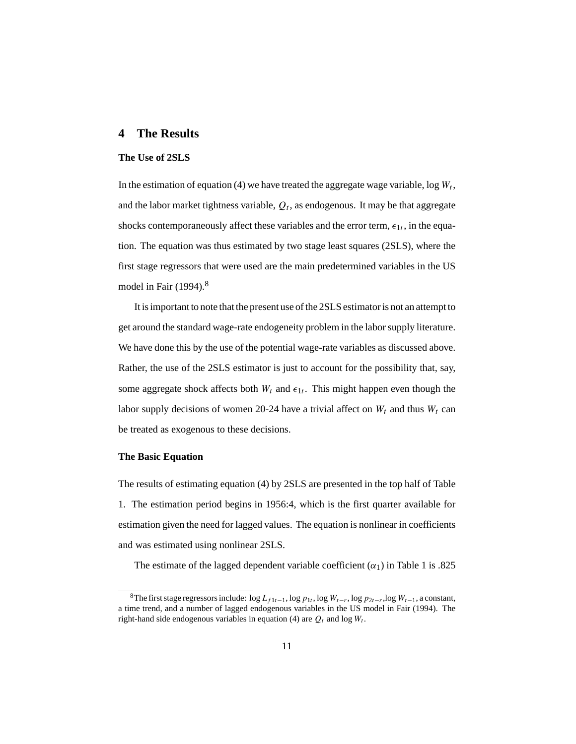## 4 The Results

### The Use of 2SLS

In the estimation of equation (4) we have treated the aggregate wage variable, $\log W_t$, and the labor market tightness variable, $Q_t$, as endogenous. It may be that aggregate shocks contemporaneously affect these variables and the error term, $\epsilon_{1t}$, in the equation. The equation was thus estimated by two stage least squares (2SLS), where the first stage regressors that were used are the main predetermined variables in the US model in Fair (1994).[8]

It is important to note that the present use of the 2SLS estimator is not an attempt to get around the standard wage-rate endogeneity problem in the labor supply literature. We have done this by the use of the potential wage-rate variables as discussed above. Rather, the use of the 2SLS estimator is just to account for the possibility that, say, some aggregate shock affects both $W_t$ and $\epsilon_{1t}$. This might happen even though the labor supply decisions of women 20-24 have a trivial affect on $W_t$ and thus $W_t$ can be treated as exogenous to these decisions.

### The Basic Equation

The results of estimating equation (4) by 2SLS are presented in the top half of Table 1. The estimation period begins in 1956:4, which is the first quarter available for estimation given the need for lagged values. The equation is nonlinear in coefficients and was estimated using nonlinear 2SLS.

The estimate of the lagged dependent variable coefficient ($\alpha_1$) in Table 1 is .825

[8]The first stage regressors include: $\log L_{f1t-1}$, $\log p_{1t}$, $\log W_{t-r}$, $\log p_{2t-r}$, $\log W_{t-1}$, a constant, a time trend, and a number of lagged endogenous variables in the US model in Fair (1994). The right-hand side endogenous variables in equation (4) are $Q_t$ and $\log W_t$.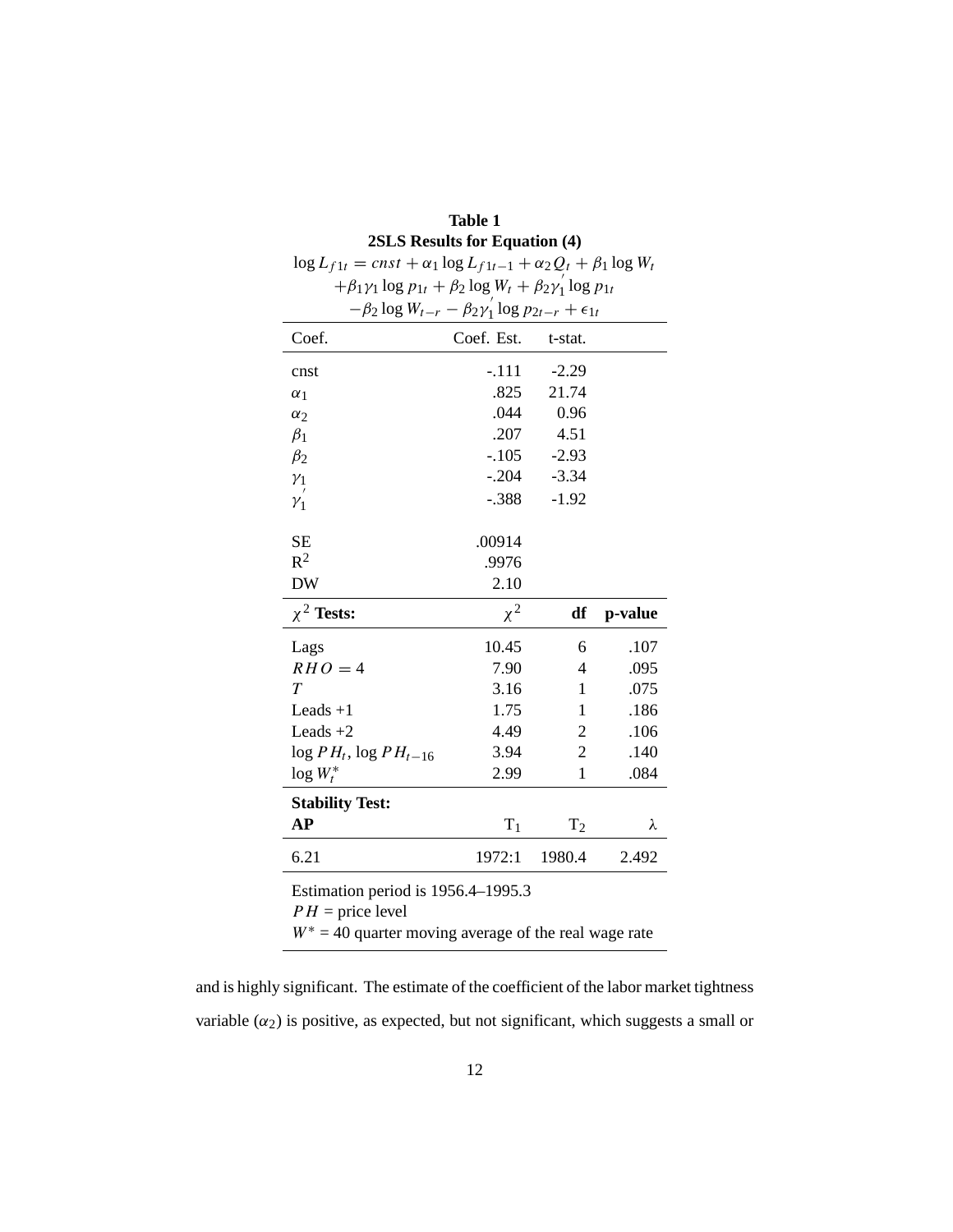**Table 1**
**2SLS Results for Equation (4)**

$$\log L_{f1t} = cnst + \alpha_1 \log L_{f1t-1} + \alpha_2 Q_t + \beta_1 \log W_t$$
$$+\beta_1\gamma_1 \log p_{1t} + \beta_2 \log W_t + \beta_2\gamma_1^{'} \log p_{1t}$$
$$-\beta_2 \log W_{t-r} - \beta_2\gamma_1^{'} \log p_{2t-r} + \epsilon_{1t}$$

| Coef. | Coef. Est. | t-stat. | |
|---|---|---|---|
| cnst | -.111 | -2.29 | |
| $\alpha_1$ | .825 | 21.74 | |
| $\alpha_2$ | .044 | 0.96 | |
| $\beta_1$ | .207 | 4.51 | |
| $\beta_2$ | -.105 | -2.93 | |
| $\gamma_1$ | -.204 | -3.34 | |
| $\gamma_1^{'}$ | -.388 | -1.92 | |
| SE | .00914 | | |
| $R^2$ | .9976 | | |
| DW | 2.10 | | |
| **$\chi^2$ Tests:** | $\chi^2$ | **df** | **p-value** |
| Lags | 10.45 | 6 | .107 |
| $RHO = 4$ | 7.90 | 4 | .095 |
| $T$ | 3.16 | 1 | .075 |
| Leads +1 | 1.75 | 1 | .186 |
| Leads +2 | 4.49 | 2 | .106 |
| $\log PH_t$, $\log PH_{t-16}$ | 3.94 | 2 | .140 |
| $\log W_t^*$ | 2.99 | 1 | .084 |
| **Stability Test:** | | | |
| **AP** | $T_1$ | $T_2$ | $\lambda$ |
| 6.21 | 1972:1 | 1980.4 | 2.492 |

Estimation period is 1956.4–1995.3
$PH$ = price level
$W^*$ = 40 quarter moving average of the real wage rate

and is highly significant. The estimate of the coefficient of the labor market tightness variable ($\alpha_2$) is positive, as expected, but not significant, which suggests a small or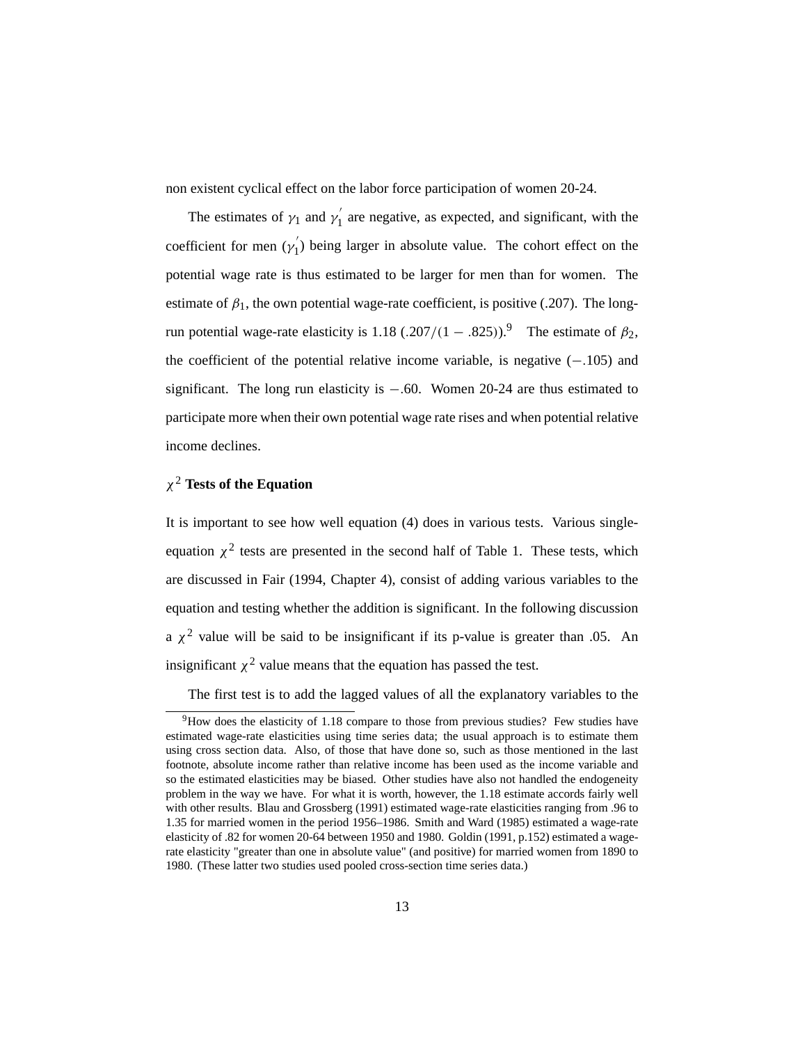non existent cyclical effect on the labor force participation of women 20-24.

The estimates of $\gamma_1$ and $\gamma_1^{'}$ are negative, as expected, and significant, with the coefficient for men ($\gamma_1^{'}$) being larger in absolute value. The cohort effect on the potential wage rate is thus estimated to be larger for men than for women. The estimate of $\beta_1$, the own potential wage-rate coefficient, is positive (.207). The long-run potential wage-rate elasticity is 1.18 ($.207/(1 - .825)$).[9] The estimate of $\beta_2$, the coefficient of the potential relative income variable, is negative ($-.105$) and significant. The long run elasticity is $-.60$. Women 20-24 are thus estimated to participate more when their own potential wage rate rises and when potential relative income declines.

### $\chi^2$ Tests of the Equation

It is important to see how well equation (4) does in various tests. Various single-equation $\chi^2$ tests are presented in the second half of Table 1. These tests, which are discussed in Fair (1994, Chapter 4), consist of adding various variables to the equation and testing whether the addition is significant. In the following discussion a $\chi^2$ value will be said to be insignificant if its p-value is greater than .05. An insignificant $\chi^2$ value means that the equation has passed the test.

The first test is to add the lagged values of all the explanatory variables to the

[9] How does the elasticity of 1.18 compare to those from previous studies? Few studies have estimated wage-rate elasticities using time series data; the usual approach is to estimate them using cross section data. Also, of those that have done so, such as those mentioned in the last footnote, absolute income rather than relative income has been used as the income variable and so the estimated elasticities may be biased. Other studies have also not handled the endogeneity problem in the way we have. For what it is worth, however, the 1.18 estimate accords fairly well with other results. Blau and Grossberg (1991) estimated wage-rate elasticities ranging from .96 to 1.35 for married women in the period 1956–1986. Smith and Ward (1985) estimated a wage-rate elasticity of .82 for women 20-64 between 1950 and 1980. Goldin (1991, p.152) estimated a wage-rate elasticity "greater than one in absolute value" (and positive) for married women from 1890 to 1980. (These latter two studies used pooled cross-section time series data.)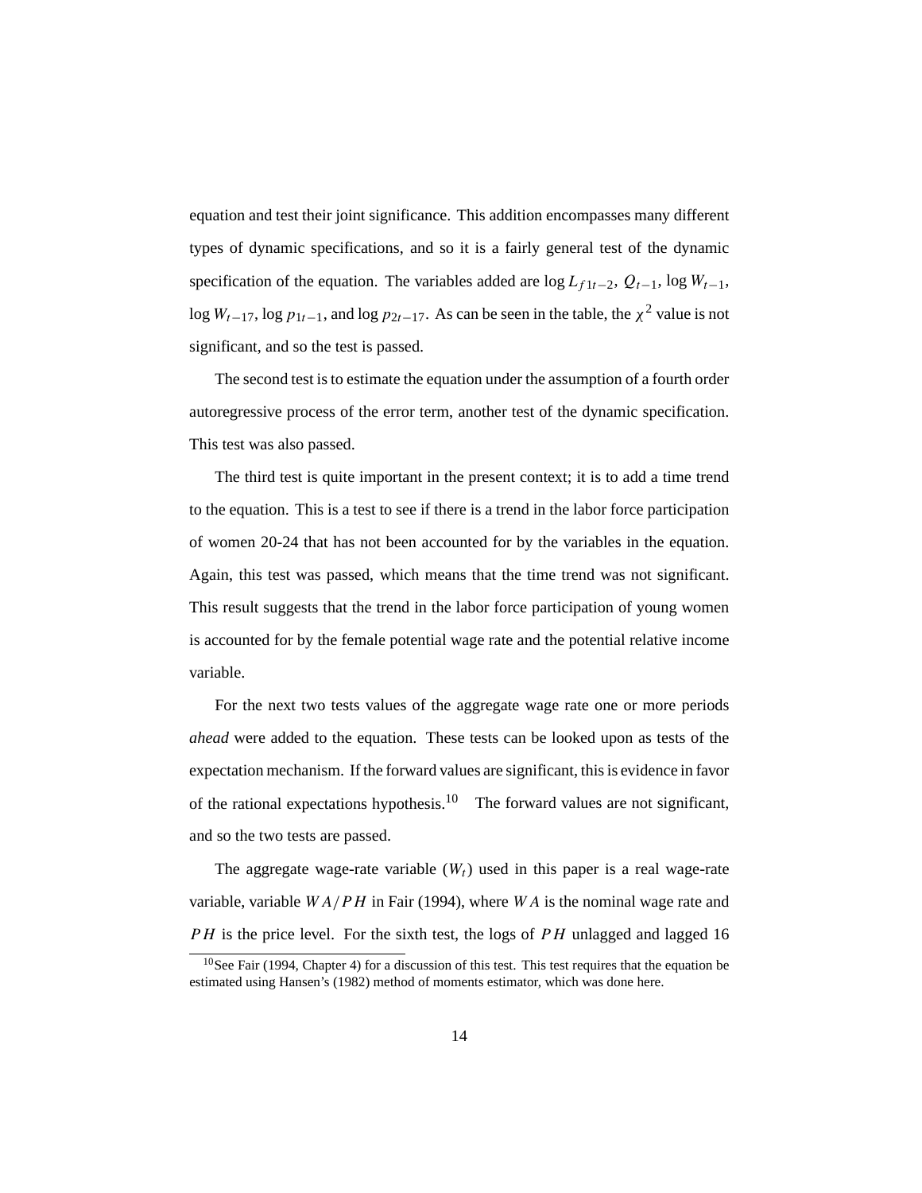equation and test their joint significance. This addition encompasses many different types of dynamic specifications, and so it is a fairly general test of the dynamic specification of the equation. The variables added are $\log L_{f1t-2}$, $Q_{t-1}$, $\log W_{t-1}$, $\log W_{t-17}$, $\log p_{1t-1}$, and $\log p_{2t-17}$. As can be seen in the table, the $\chi^2$ value is not significant, and so the test is passed.

The second test is to estimate the equation under the assumption of a fourth order autoregressive process of the error term, another test of the dynamic specification. This test was also passed.

The third test is quite important in the present context; it is to add a time trend to the equation. This is a test to see if there is a trend in the labor force participation of women 20-24 that has not been accounted for by the variables in the equation. Again, this test was passed, which means that the time trend was not significant. This result suggests that the trend in the labor force participation of young women is accounted for by the female potential wage rate and the potential relative income variable.

For the next two tests values of the aggregate wage rate one or more periods *ahead* were added to the equation. These tests can be looked upon as tests of the expectation mechanism. If the forward values are significant, this is evidence in favor of the rational expectations hypothesis.[10] The forward values are not significant, and so the two tests are passed.

The aggregate wage-rate variable ($W_t$) used in this paper is a real wage-rate variable, variable $WA/PH$ in Fair (1994), where $WA$ is the nominal wage rate and $PH$ is the price level. For the sixth test, the logs of $PH$ unlagged and lagged 16

[10] See Fair (1994, Chapter 4) for a discussion of this test. This test requires that the equation be estimated using Hansen's (1982) method of moments estimator, which was done here.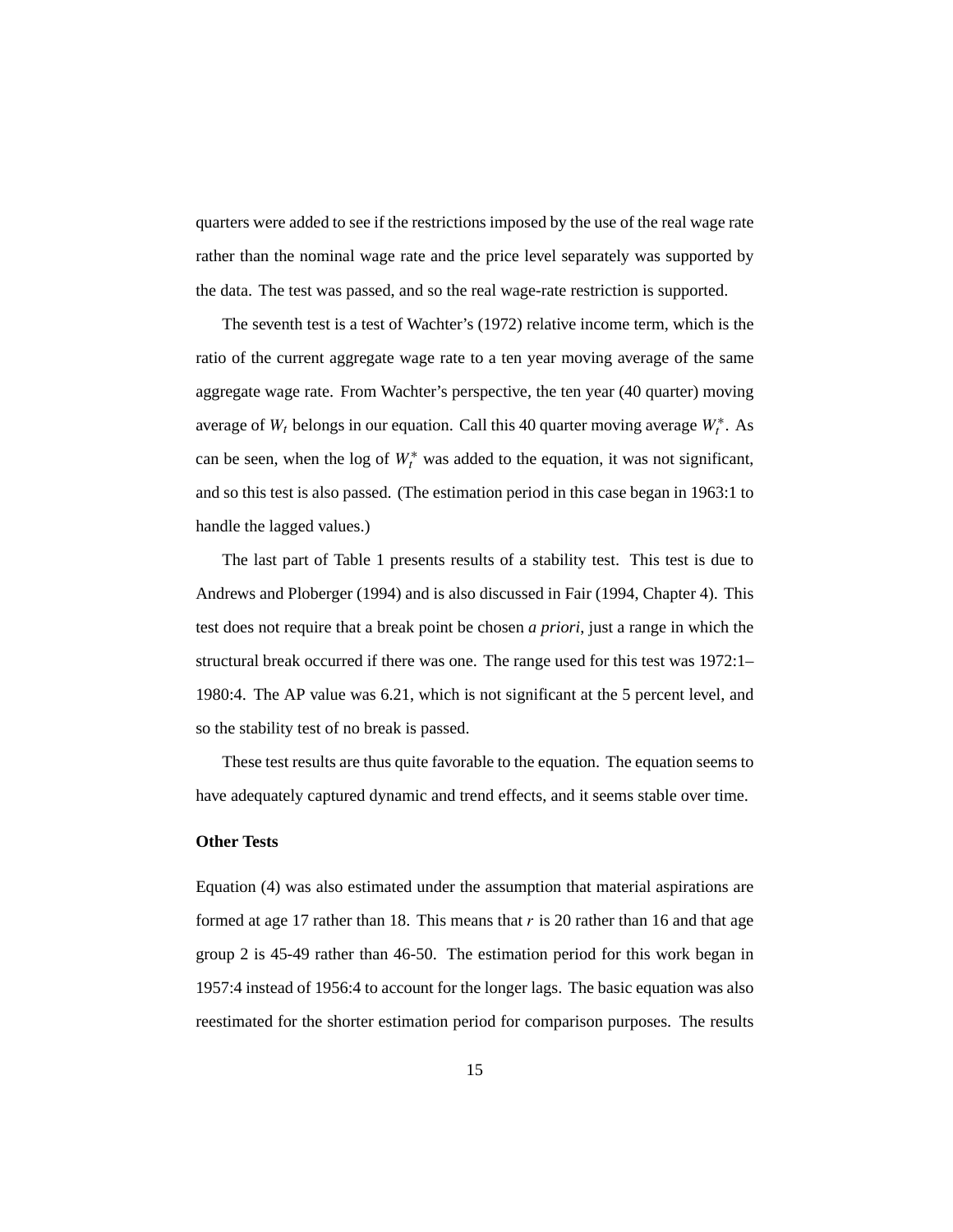quarters were added to see if the restrictions imposed by the use of the real wage rate rather than the nominal wage rate and the price level separately was supported by the data. The test was passed, and so the real wage-rate restriction is supported.

The seventh test is a test of Wachter's (1972) relative income term, which is the ratio of the current aggregate wage rate to a ten year moving average of the same aggregate wage rate. From Wachter's perspective, the ten year (40 quarter) moving average of $W_t$ belongs in our equation. Call this 40 quarter moving average $W_t^*$. As can be seen, when the log of $W_t^*$ was added to the equation, it was not significant, and so this test is also passed. (The estimation period in this case began in 1963:1 to handle the lagged values.)

The last part of Table 1 presents results of a stability test. This test is due to Andrews and Ploberger (1994) and is also discussed in Fair (1994, Chapter 4). This test does not require that a break point be chosen *a priori*, just a range in which the structural break occurred if there was one. The range used for this test was 1972:1–1980:4. The AP value was 6.21, which is not significant at the 5 percent level, and so the stability test of no break is passed.

These test results are thus quite favorable to the equation. The equation seems to have adequately captured dynamic and trend effects, and it seems stable over time.

**Other Tests**

Equation (4) was also estimated under the assumption that material aspirations are formed at age 17 rather than 18. This means that $r$ is 20 rather than 16 and that age group 2 is 45-49 rather than 46-50. The estimation period for this work began in 1957:4 instead of 1956:4 to account for the longer lags. The basic equation was also reestimated for the shorter estimation period for comparison purposes. The results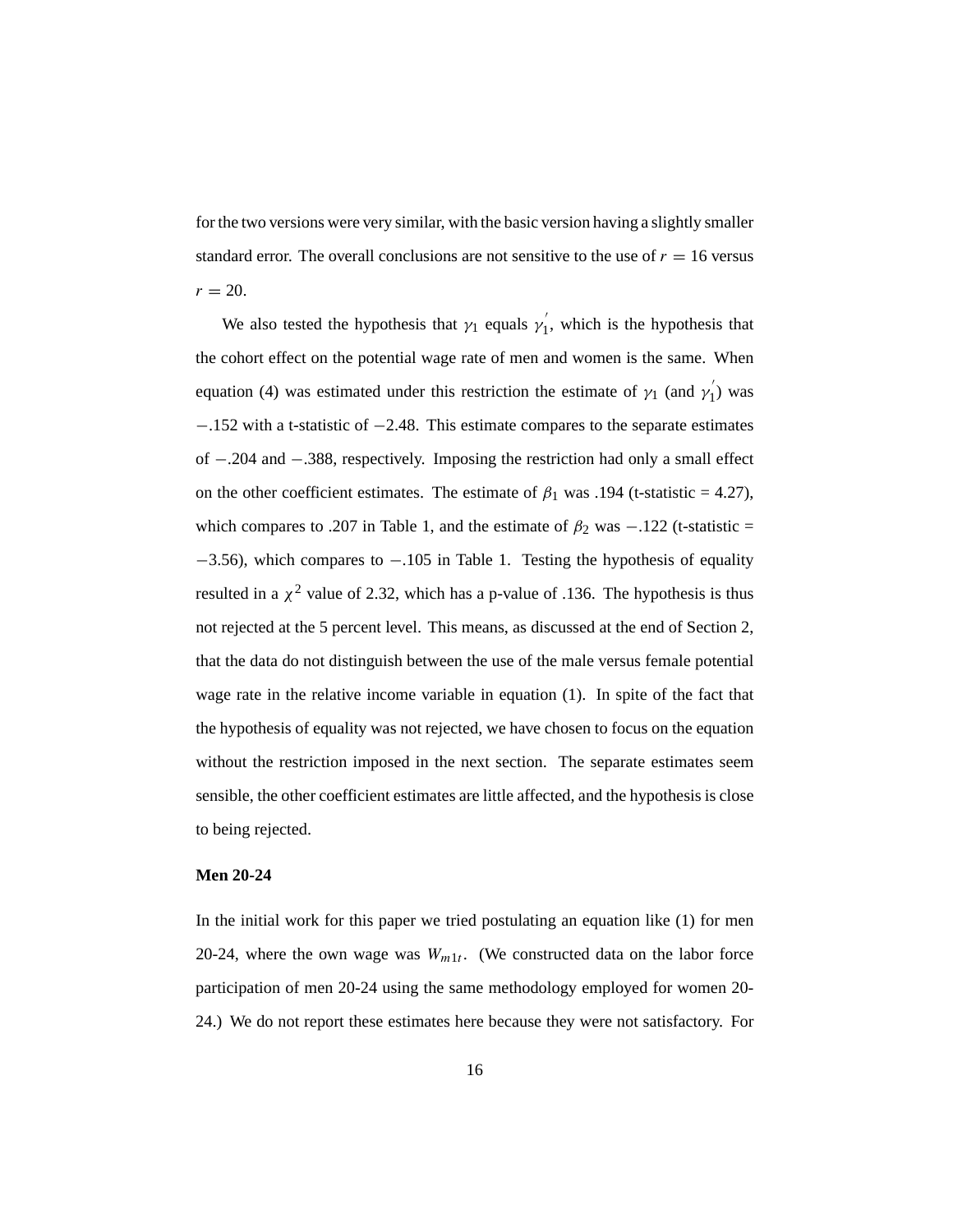for the two versions were very similar, with the basic version having a slightly smaller standard error. The overall conclusions are not sensitive to the use of $r = 16$ versus $r = 20$.

We also tested the hypothesis that $\gamma_1$ equals $\gamma_1^{'}$, which is the hypothesis that the cohort effect on the potential wage rate of men and women is the same. When equation (4) was estimated under this restriction the estimate of $\gamma_1$ (and $\gamma_1^{'}$) was $-.152$ with a t-statistic of $-2.48$. This estimate compares to the separate estimates of $-.204$ and $-.388$, respectively. Imposing the restriction had only a small effect on the other coefficient estimates. The estimate of $\beta_1$ was .194 (t-statistic = 4.27), which compares to .207 in Table 1, and the estimate of $\beta_2$ was $-.122$ (t-statistic = $-3.56$), which compares to $-.105$ in Table 1. Testing the hypothesis of equality resulted in a $\chi^2$ value of 2.32, which has a p-value of .136. The hypothesis is thus not rejected at the 5 percent level. This means, as discussed at the end of Section 2, that the data do not distinguish between the use of the male versus female potential wage rate in the relative income variable in equation (1). In spite of the fact that the hypothesis of equality was not rejected, we have chosen to focus on the equation without the restriction imposed in the next section. The separate estimates seem sensible, the other coefficient estimates are little affected, and the hypothesis is close to being rejected.

**Men 20-24**

In the initial work for this paper we tried postulating an equation like (1) for men 20-24, where the own wage was $W_{m1t}$. (We constructed data on the labor force participation of men 20-24 using the same methodology employed for women 20-24.) We do not report these estimates here because they were not satisfactory. For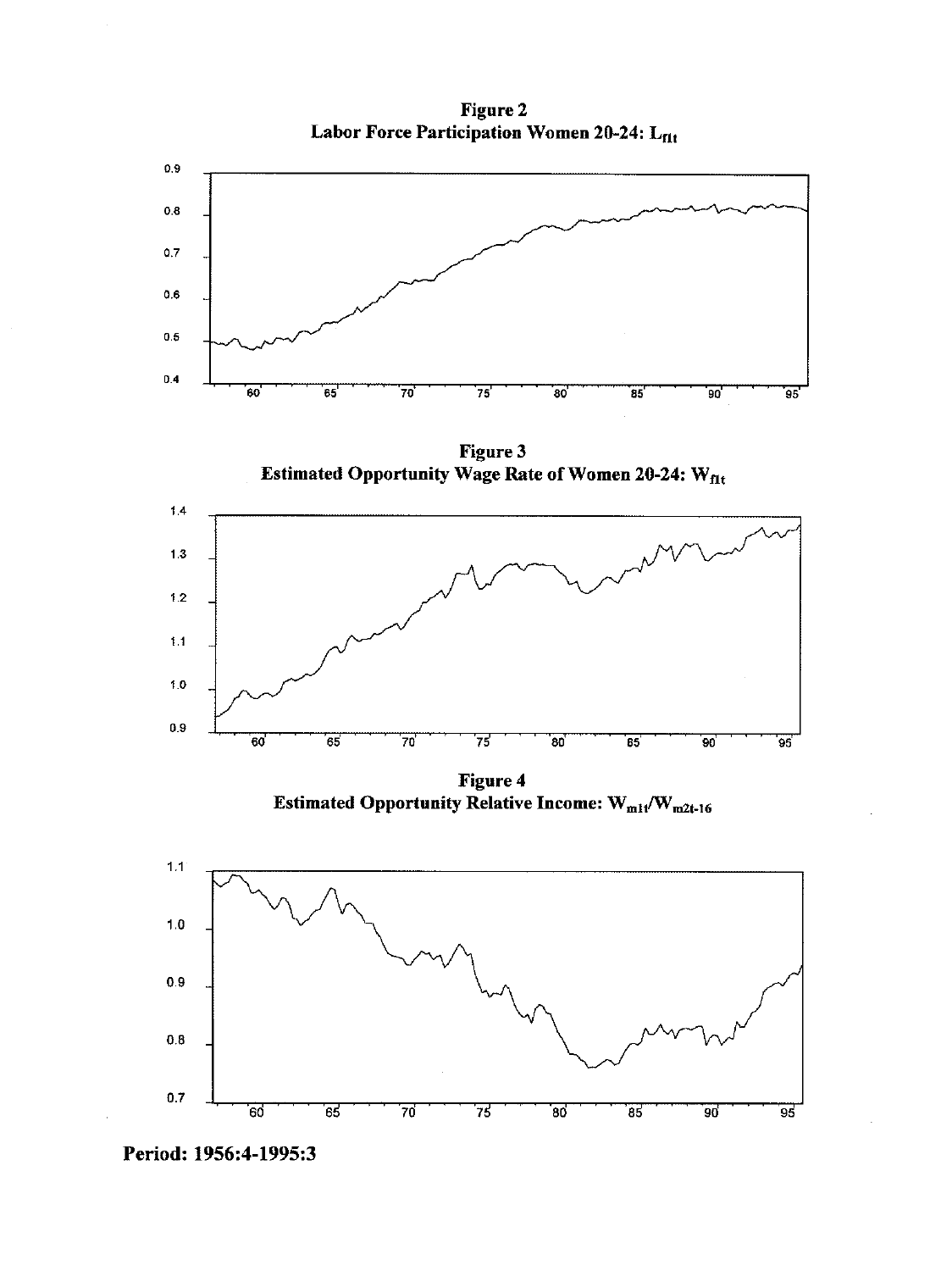**Figure 2**
**Labor Force Participation Women 20-24: $L_{f1t}$**

**Figure 3**
**Estimated Opportunity Wage Rate of Women 20-24: $W_{f1t}$**

**Figure 4**
**Estimated Opportunity Relative Income: $W_{m1t}/W_{m2t-16}$**

**Period: 1956:4-1995:3**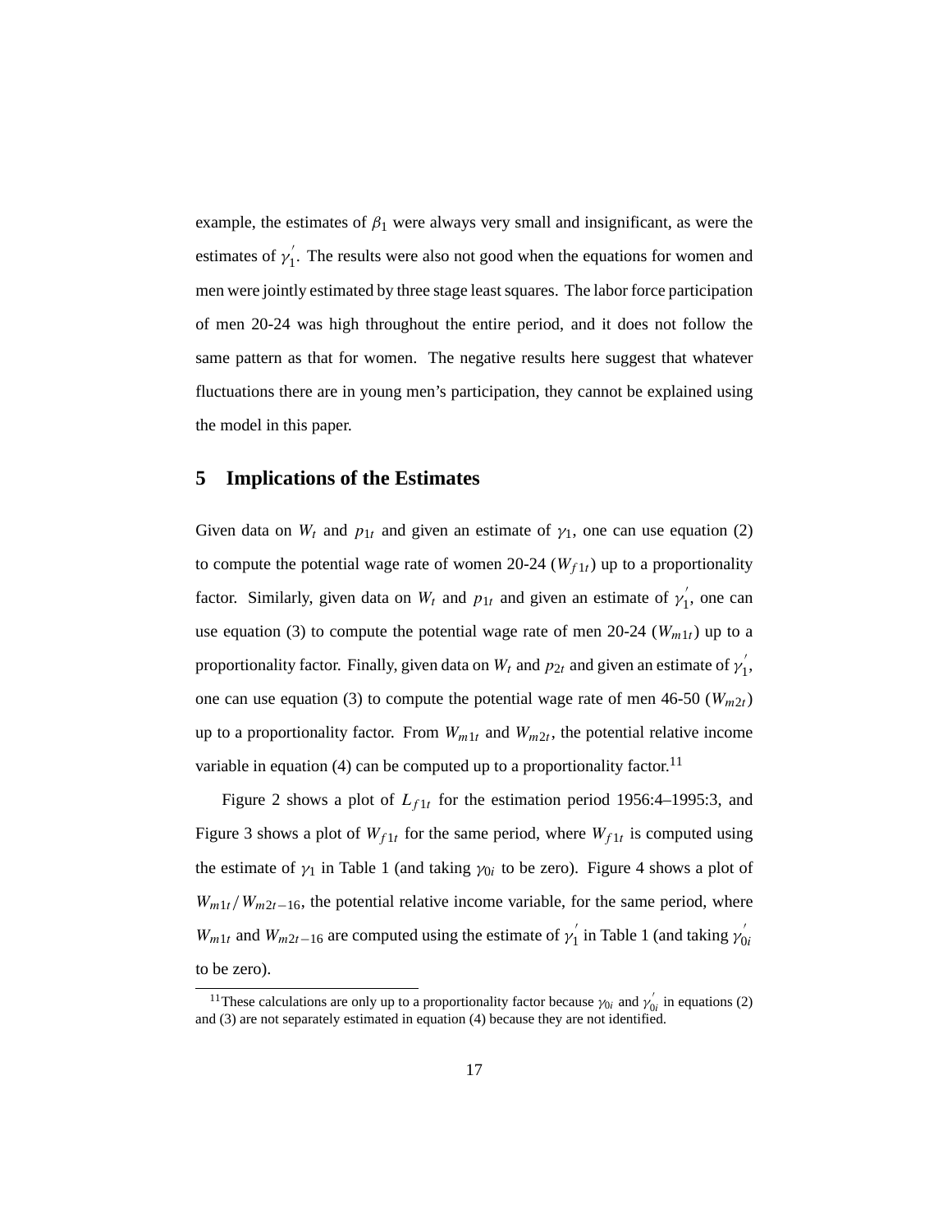example, the estimates of $\beta_1$ were always very small and insignificant, as were the estimates of $\gamma_1'$. The results were also not good when the equations for women and men were jointly estimated by three stage least squares. The labor force participation of men 20-24 was high throughout the entire period, and it does not follow the same pattern as that for women. The negative results here suggest that whatever fluctuations there are in young men's participation, they cannot be explained using the model in this paper.

## 5 Implications of the Estimates

Given data on $W_t$ and $p_{1t}$ and given an estimate of $\gamma_1$, one can use equation (2) to compute the potential wage rate of women 20-24 ($W_{f1t}$) up to a proportionality factor. Similarly, given data on $W_t$ and $p_{1t}$ and given an estimate of $\gamma_1'$, one can use equation (3) to compute the potential wage rate of men 20-24 ($W_{m1t}$) up to a proportionality factor. Finally, given data on $W_t$ and $p_{2t}$ and given an estimate of $\gamma_1'$, one can use equation (3) to compute the potential wage rate of men 46-50 ($W_{m2t}$) up to a proportionality factor. From $W_{m1t}$ and $W_{m2t}$, the potential relative income variable in equation (4) can be computed up to a proportionality factor.[11]

Figure 2 shows a plot of $L_{f1t}$ for the estimation period 1956:4–1995:3, and Figure 3 shows a plot of $W_{f1t}$ for the same period, where $W_{f1t}$ is computed using the estimate of $\gamma_1$ in Table 1 (and taking $\gamma_{0i}$ to be zero). Figure 4 shows a plot of $W_{m1t}/W_{m2t-16}$, the potential relative income variable, for the same period, where $W_{m1t}$ and $W_{m2t-16}$ are computed using the estimate of $\gamma_1'$ in Table 1 (and taking $\gamma_{0i}'$ to be zero).

[11]These calculations are only up to a proportionality factor because $\gamma_{0i}$ and $\gamma_{0i}'$ in equations (2) and (3) are not separately estimated in equation (4) because they are not identified.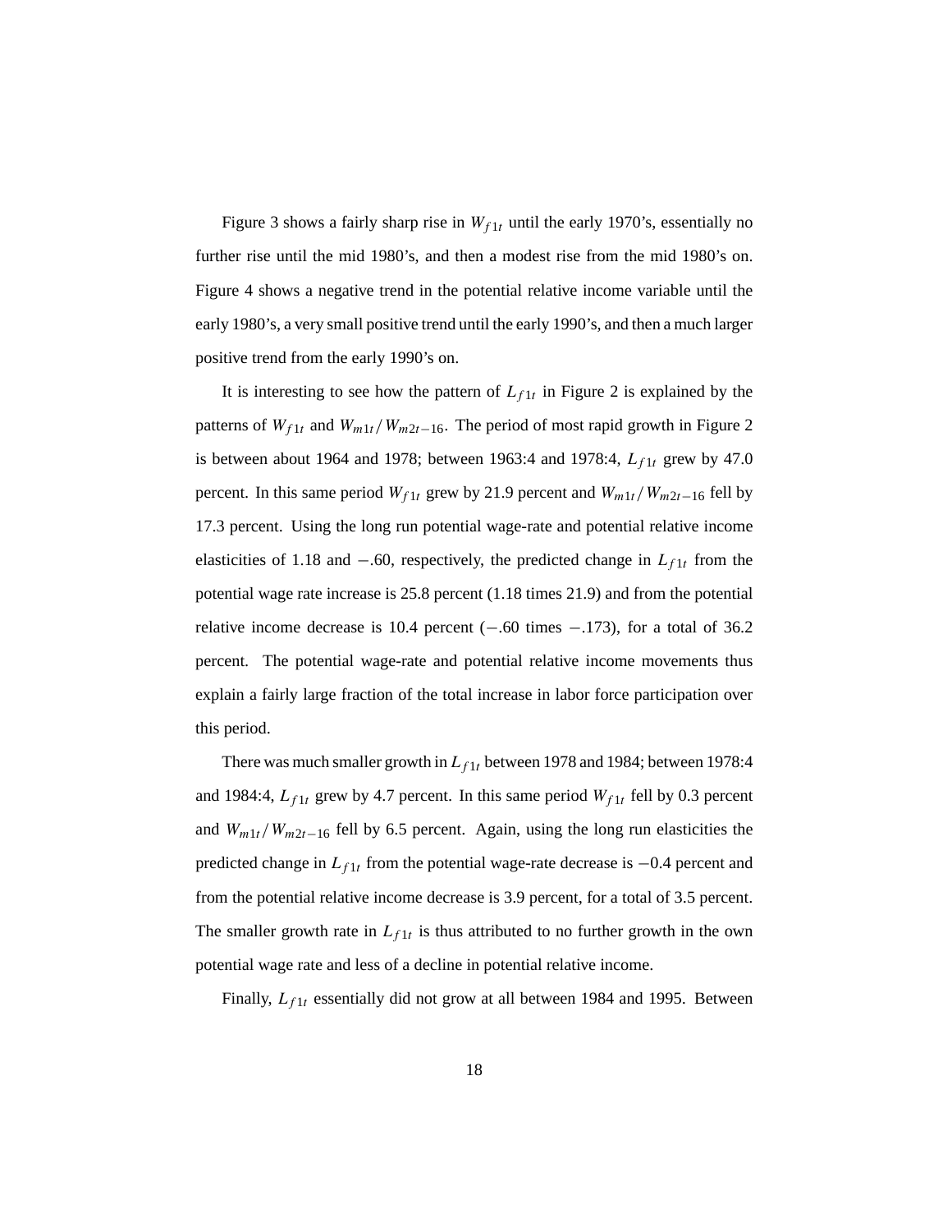Figure 3 shows a fairly sharp rise in $W_{f1t}$ until the early 1970's, essentially no further rise until the mid 1980's, and then a modest rise from the mid 1980's on. Figure 4 shows a negative trend in the potential relative income variable until the early 1980's, a very small positive trend until the early 1990's, and then a much larger positive trend from the early 1990's on.

It is interesting to see how the pattern of $L_{f1t}$ in Figure 2 is explained by the patterns of $W_{f1t}$ and $W_{m1t}/W_{m2t-16}$. The period of most rapid growth in Figure 2 is between about 1964 and 1978; between 1963:4 and 1978:4, $L_{f1t}$ grew by 47.0 percent. In this same period $W_{f1t}$ grew by 21.9 percent and $W_{m1t}/W_{m2t-16}$ fell by 17.3 percent. Using the long run potential wage-rate and potential relative income elasticities of 1.18 and $-.60$, respectively, the predicted change in $L_{f1t}$ from the potential wage rate increase is 25.8 percent (1.18 times 21.9) and from the potential relative income decrease is 10.4 percent ($-.60$ times $-.173$), for a total of 36.2 percent. The potential wage-rate and potential relative income movements thus explain a fairly large fraction of the total increase in labor force participation over this period.

There was much smaller growth in $L_{f1t}$ between 1978 and 1984; between 1978:4 and 1984:4, $L_{f1t}$ grew by 4.7 percent. In this same period $W_{f1t}$ fell by 0.3 percent and $W_{m1t}/W_{m2t-16}$ fell by 6.5 percent. Again, using the long run elasticities the predicted change in $L_{f1t}$ from the potential wage-rate decrease is $-0.4$ percent and from the potential relative income decrease is 3.9 percent, for a total of 3.5 percent. The smaller growth rate in $L_{f1t}$ is thus attributed to no further growth in the own potential wage rate and less of a decline in potential relative income.

Finally, $L_{f1t}$ essentially did not grow at all between 1984 and 1995. Between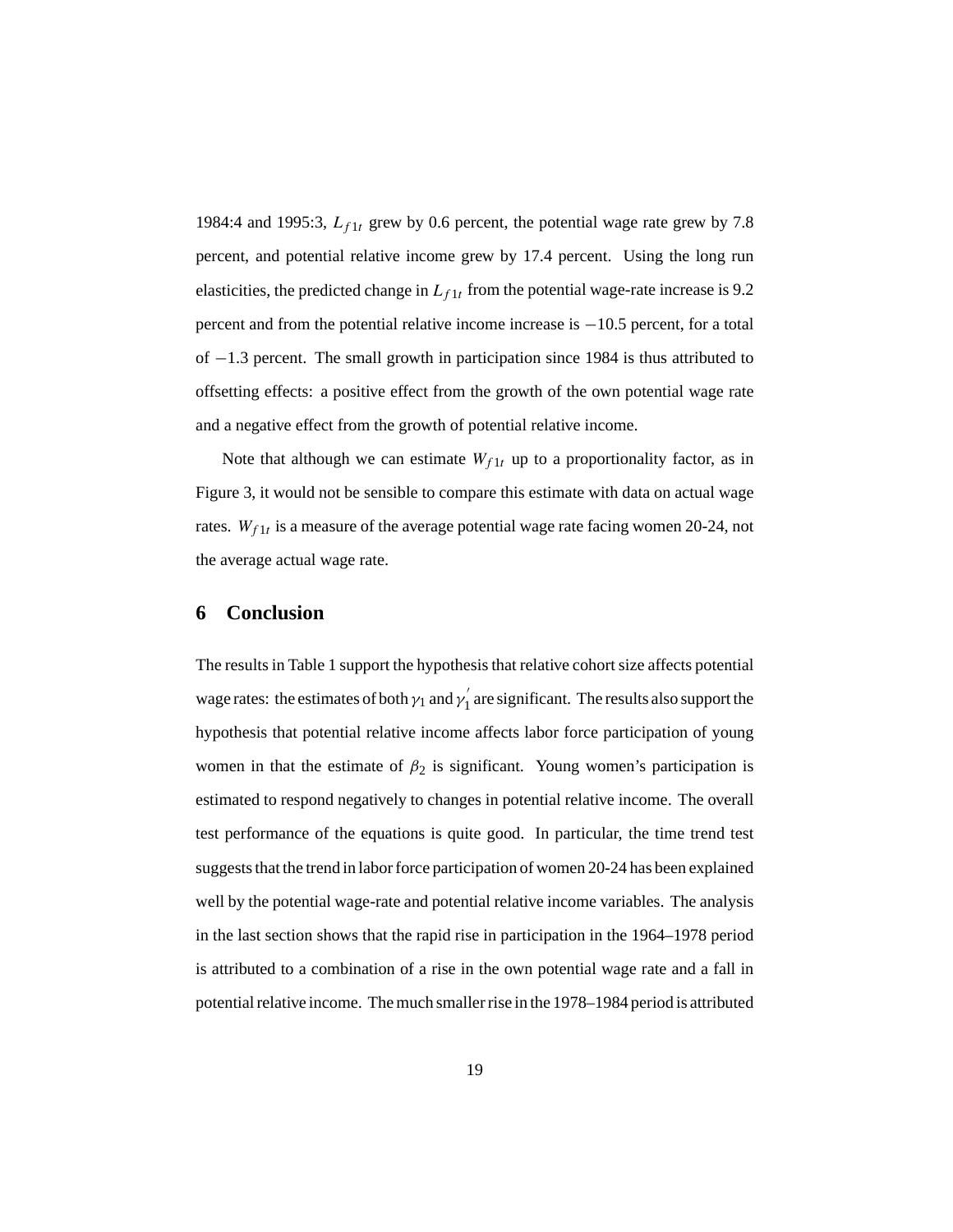1984:4 and 1995:3, $L_{f1t}$ grew by 0.6 percent, the potential wage rate grew by 7.8 percent, and potential relative income grew by 17.4 percent. Using the long run elasticities, the predicted change in $L_{f1t}$ from the potential wage-rate increase is 9.2 percent and from the potential relative income increase is $-10.5$ percent, for a total of $-1.3$ percent. The small growth in participation since 1984 is thus attributed to offsetting effects: a positive effect from the growth of the own potential wage rate and a negative effect from the growth of potential relative income.

Note that although we can estimate $W_{f1t}$ up to a proportionality factor, as in Figure 3, it would not be sensible to compare this estimate with data on actual wage rates. $W_{f1t}$ is a measure of the average potential wage rate facing women 20-24, not the average actual wage rate.

## 6 Conclusion

The results in Table 1 support the hypothesis that relative cohort size affects potential wage rates: the estimates of both $\gamma_1$ and $\gamma_1^{'}$ are significant. The results also support the hypothesis that potential relative income affects labor force participation of young women in that the estimate of $\beta_2$ is significant. Young women's participation is estimated to respond negatively to changes in potential relative income. The overall test performance of the equations is quite good. In particular, the time trend test suggests that the trend in labor force participation of women 20-24 has been explained well by the potential wage-rate and potential relative income variables. The analysis in the last section shows that the rapid rise in participation in the 1964–1978 period is attributed to a combination of a rise in the own potential wage rate and a fall in potential relative income. The much smaller rise in the 1978–1984 period is attributed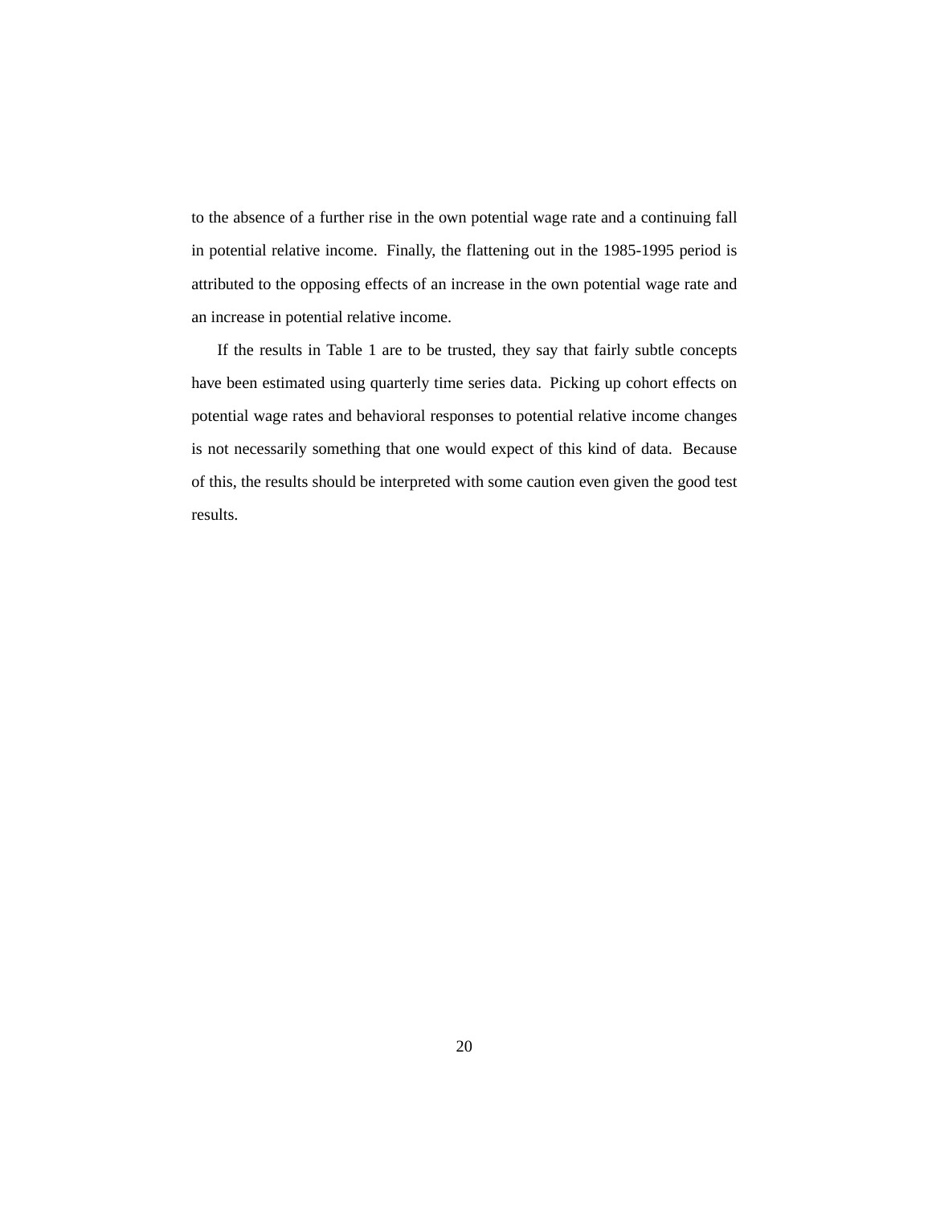to the absence of a further rise in the own potential wage rate and a continuing fall in potential relative income. Finally, the flattening out in the 1985-1995 period is attributed to the opposing effects of an increase in the own potential wage rate and an increase in potential relative income.

If the results in Table 1 are to be trusted, they say that fairly subtle concepts have been estimated using quarterly time series data. Picking up cohort effects on potential wage rates and behavioral responses to potential relative income changes is not necessarily something that one would expect of this kind of data. Because of this, the results should be interpreted with some caution even given the good test results.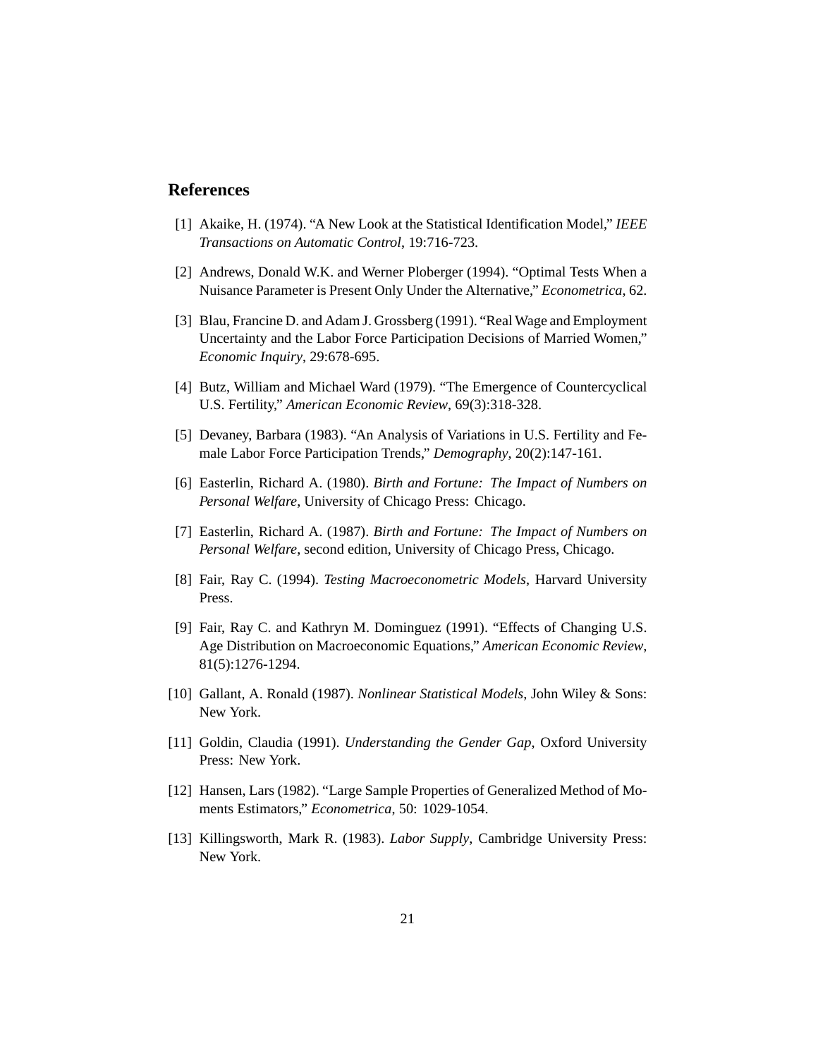## References

[1] Akaike, H. (1974). "A New Look at the Statistical Identification Model," *IEEE Transactions on Automatic Control*, 19:716-723.

[2] Andrews, Donald W.K. and Werner Ploberger (1994). "Optimal Tests When a Nuisance Parameter is Present Only Under the Alternative," *Econometrica*, 62.

[3] Blau, Francine D. and Adam J. Grossberg (1991). "Real Wage and Employment Uncertainty and the Labor Force Participation Decisions of Married Women," *Economic Inquiry*, 29:678-695.

[4] Butz, William and Michael Ward (1979). "The Emergence of Countercyclical U.S. Fertility," *American Economic Review*, 69(3):318-328.

[5] Devaney, Barbara (1983). "An Analysis of Variations in U.S. Fertility and Female Labor Force Participation Trends," *Demography*, 20(2):147-161.

[6] Easterlin, Richard A. (1980). *Birth and Fortune: The Impact of Numbers on Personal Welfare*, University of Chicago Press: Chicago.

[7] Easterlin, Richard A. (1987). *Birth and Fortune: The Impact of Numbers on Personal Welfare*, second edition, University of Chicago Press, Chicago.

[8] Fair, Ray C. (1994). *Testing Macroeconometric Models*, Harvard University Press.

[9] Fair, Ray C. and Kathryn M. Dominguez (1991). "Effects of Changing U.S. Age Distribution on Macroeconomic Equations," *American Economic Review*, 81(5):1276-1294.

[10] Gallant, A. Ronald (1987). *Nonlinear Statistical Models*, John Wiley & Sons: New York.

[11] Goldin, Claudia (1991). *Understanding the Gender Gap*, Oxford University Press: New York.

[12] Hansen, Lars (1982). "Large Sample Properties of Generalized Method of Moments Estimators," *Econometrica*, 50: 1029-1054.

[13] Killingsworth, Mark R. (1983). *Labor Supply*, Cambridge University Press: New York.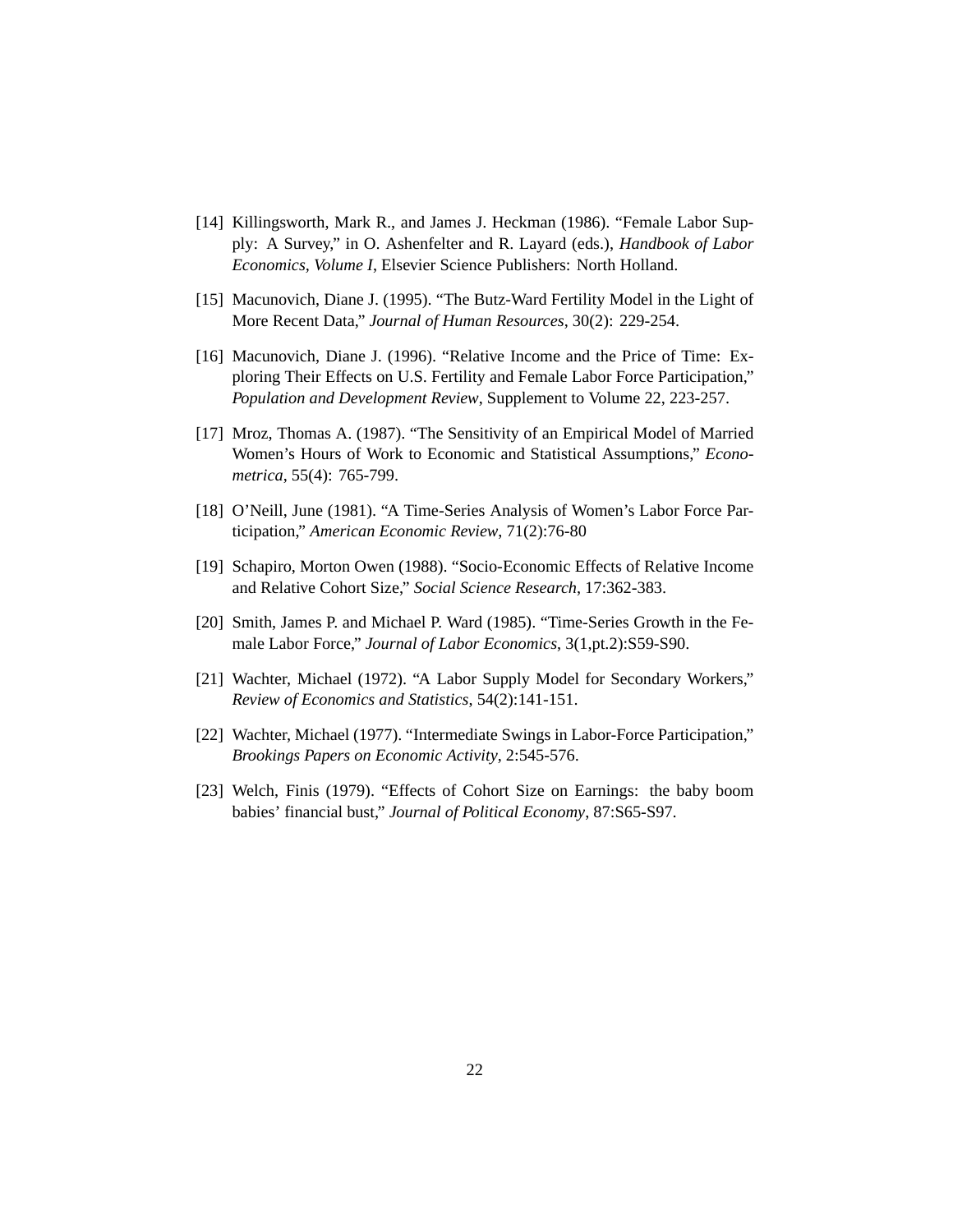[14] Killingsworth, Mark R., and James J. Heckman (1986). "Female Labor Supply: A Survey," in O. Ashenfelter and R. Layard (eds.), *Handbook of Labor Economics, Volume I*, Elsevier Science Publishers: North Holland.

[15] Macunovich, Diane J. (1995). "The Butz-Ward Fertility Model in the Light of More Recent Data," *Journal of Human Resources*, 30(2): 229-254.

[16] Macunovich, Diane J. (1996). "Relative Income and the Price of Time: Exploring Their Effects on U.S. Fertility and Female Labor Force Participation," *Population and Development Review*, Supplement to Volume 22, 223-257.

[17] Mroz, Thomas A. (1987). "The Sensitivity of an Empirical Model of Married Women's Hours of Work to Economic and Statistical Assumptions," *Econometrica*, 55(4): 765-799.

[18] O'Neill, June (1981). "A Time-Series Analysis of Women's Labor Force Participation," *American Economic Review*, 71(2):76-80

[19] Schapiro, Morton Owen (1988). "Socio-Economic Effects of Relative Income and Relative Cohort Size," *Social Science Research*, 17:362-383.

[20] Smith, James P. and Michael P. Ward (1985). "Time-Series Growth in the Female Labor Force," *Journal of Labor Economics*, 3(1,pt.2):S59-S90.

[21] Wachter, Michael (1972). "A Labor Supply Model for Secondary Workers," *Review of Economics and Statistics*, 54(2):141-151.

[22] Wachter, Michael (1977). "Intermediate Swings in Labor-Force Participation," *Brookings Papers on Economic Activity*, 2:545-576.

[23] Welch, Finis (1979). "Effects of Cohort Size on Earnings: the baby boom babies' financial bust," *Journal of Political Economy*, 87:S65-S97.